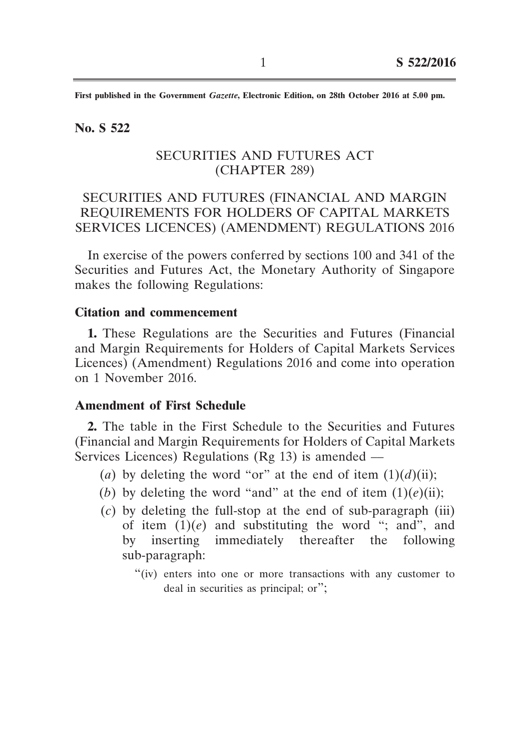First published in the Government *Gazette*, Electronic Edition, on 28th October 2016 at 5.00 pm.

**No. S 522**

SECURITIES AND FUTURES ACT
(CHAPTER 289)

SECURITIES AND FUTURES (FINANCIAL AND MARGIN REQUIREMENTS FOR HOLDERS OF CAPITAL MARKETS SERVICES LICENCES) (AMENDMENT) REGULATIONS 2016

In exercise of the powers conferred by sections 100 and 341 of the Securities and Futures Act, the Monetary Authority of Singapore makes the following Regulations:

**Citation and commencement**

**1.** These Regulations are the Securities and Futures (Financial and Margin Requirements for Holders of Capital Markets Services Licences) (Amendment) Regulations 2016 and come into operation on 1 November 2016.

**Amendment of First Schedule**

**2.** The table in the First Schedule to the Securities and Futures (Financial and Margin Requirements for Holders of Capital Markets Services Licences) Regulations (Rg 13) is amended —

(*a*) by deleting the word "or" at the end of item (1)(*d*)(ii);

(*b*) by deleting the word "and" at the end of item (1)(*e*)(ii);

(*c*) by deleting the full-stop at the end of sub-paragraph (iii) of item (1)(*e*) and substituting the word "; and", and by inserting immediately thereafter the following sub-paragraph:

"(iv) enters into one or more transactions with any customer to deal in securities as principal; or";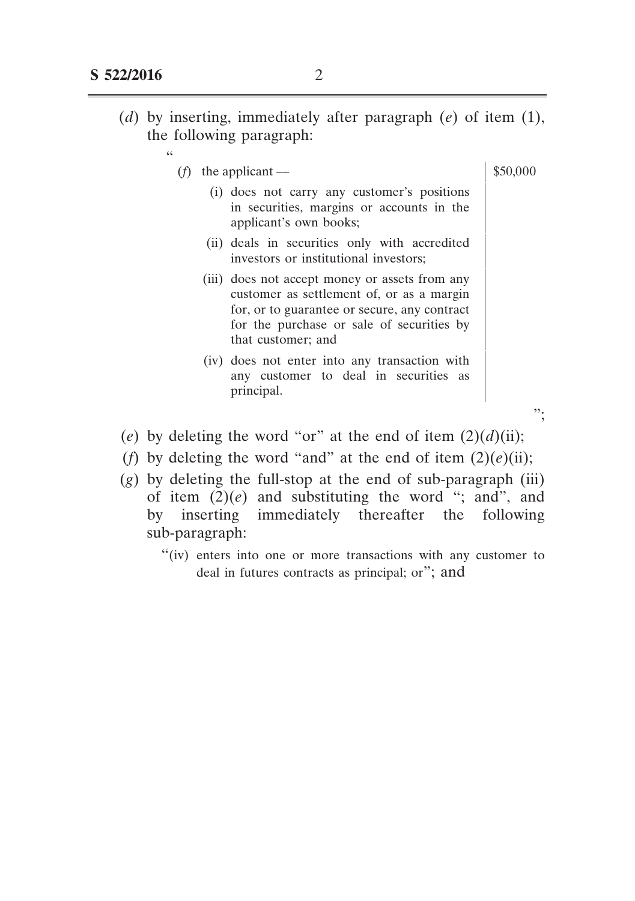(*d*) by inserting, immediately after paragraph (*e*) of item (1), the following paragraph:

"

| | |
|---|---|
| (*f*) the applicant —<br>(i) does not carry any customer's positions in securities, margins or accounts in the applicant's own books;<br>(ii) deals in securities only with accredited investors or institutional investors;<br>(iii) does not accept money or assets from any customer as settlement of, or as a margin for, or to guarantee or secure, any contract for the purchase or sale of securities by that customer; and<br>(iv) does not enter into any transaction with any customer to deal in securities as principal. | $50,000 |

";

(*e*) by deleting the word "or" at the end of item (2)(*d*)(ii);

(*f*) by deleting the word "and" at the end of item (2)(*e*)(ii);

(*g*) by deleting the full-stop at the end of sub-paragraph (iii) of item (2)(*e*) and substituting the word "; and", and by inserting immediately thereafter the following sub-paragraph:

"(iv) enters into one or more transactions with any customer to deal in futures contracts as principal; or"; and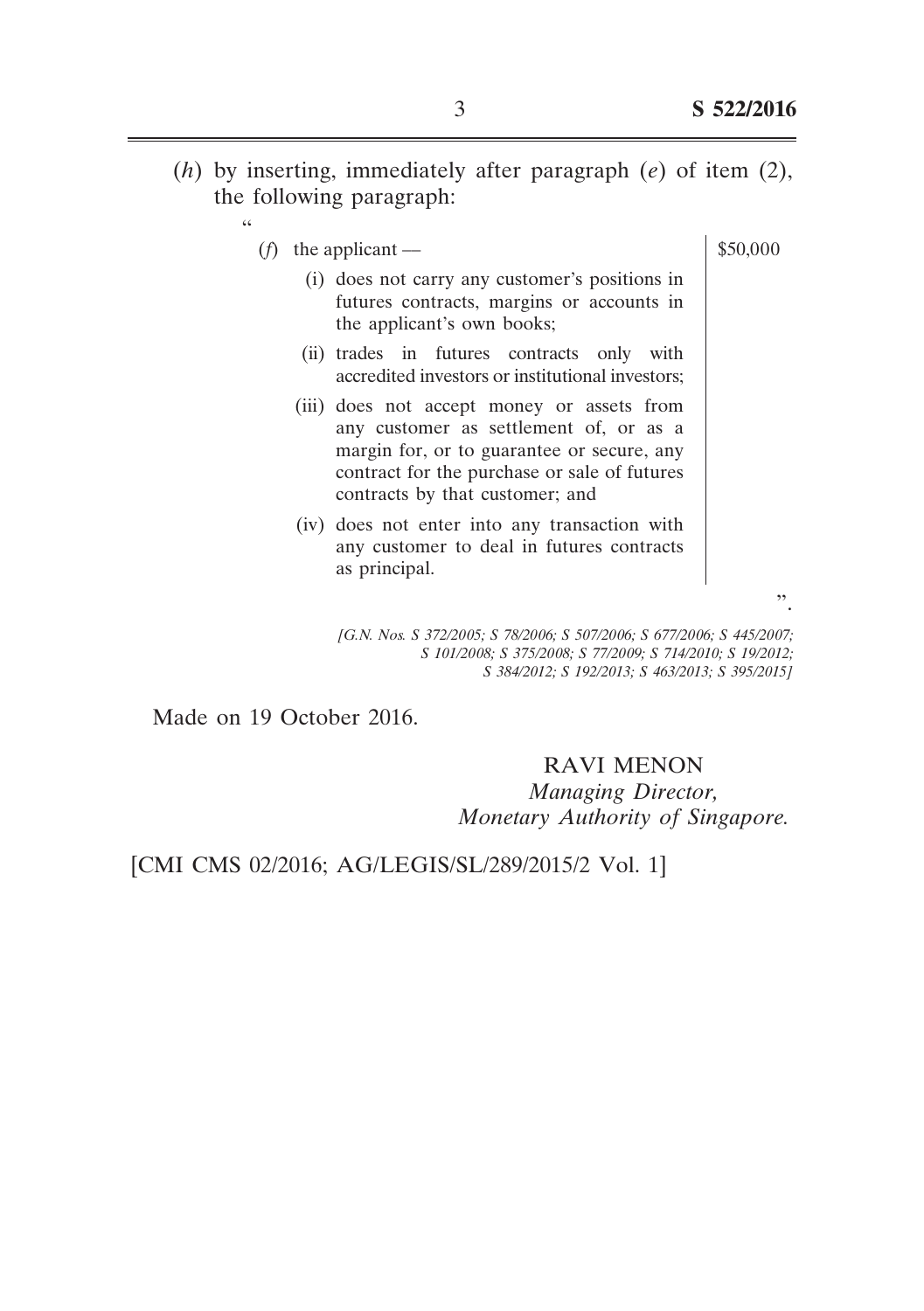(*h*) by inserting, immediately after paragraph (*e*) of item (2), the following paragraph:

"

| | |
|---|---|
| (*f*) the applicant —<br>(i) does not carry any customer's positions in futures contracts, margins or accounts in the applicant's own books;<br>(ii) trades in futures contracts only with accredited investors or institutional investors;<br>(iii) does not accept money or assets from any customer as settlement of, or as a margin for, or to guarantee or secure, any contract for the purchase or sale of futures contracts by that customer; and<br>(iv) does not enter into any transaction with any customer to deal in futures contracts as principal. | $50,000 |

".

*[G.N. Nos. S 372/2005; S 78/2006; S 507/2006; S 677/2006; S 445/2007; S 101/2008; S 375/2008; S 77/2009; S 714/2010; S 19/2012; S 384/2012; S 192/2013; S 463/2013; S 395/2015]*

Made on 19 October 2016.

RAVI MENON
*Managing Director,*
*Monetary Authority of Singapore.*

[CMI CMS 02/2016; AG/LEGIS/SL/289/2015/2 Vol. 1]